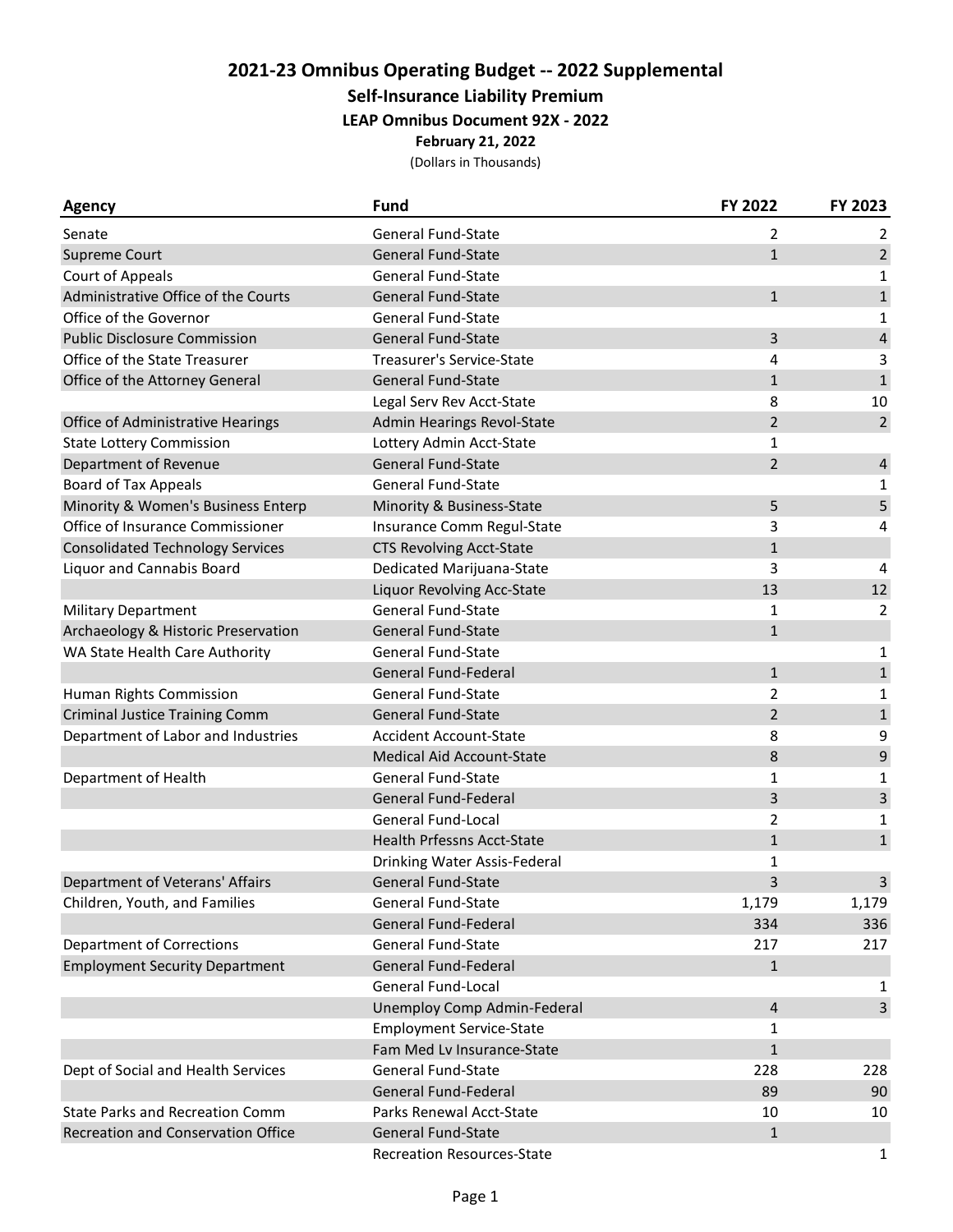# 2021-23 Omnibus Operating Budget -- 2022 Supplemental

## Self-Insurance Liability Premium

### LEAP Omnibus Document 92X - 2022

**February 21, 2022**

(Dollars in Thousands)

| Agency | Fund | FY 2022 | FY 2023 |
|---|---|---|---|
| Senate | General Fund-State | 2 | 2 |
| Supreme Court | General Fund-State | 1 | 2 |
| Court of Appeals | General Fund-State | | 1 |
| Administrative Office of the Courts | General Fund-State | 1 | 1 |
| Office of the Governor | General Fund-State | | 1 |
| Public Disclosure Commission | General Fund-State | 3 | 4 |
| Office of the State Treasurer | Treasurer's Service-State | 4 | 3 |
| Office of the Attorney General | General Fund-State | 1 | 1 |
| | Legal Serv Rev Acct-State | 8 | 10 |
| Office of Administrative Hearings | Admin Hearings Revol-State | 2 | 2 |
| State Lottery Commission | Lottery Admin Acct-State | 1 | |
| Department of Revenue | General Fund-State | 2 | 4 |
| Board of Tax Appeals | General Fund-State | | 1 |
| Minority & Women's Business Enterp | Minority & Business-State | 5 | 5 |
| Office of Insurance Commissioner | Insurance Comm Regul-State | 3 | 4 |
| Consolidated Technology Services | CTS Revolving Acct-State | 1 | |
| Liquor and Cannabis Board | Dedicated Marijuana-State | 3 | 4 |
| | Liquor Revolving Acc-State | 13 | 12 |
| Military Department | General Fund-State | 1 | 2 |
| Archaeology & Historic Preservation | General Fund-State | 1 | |
| WA State Health Care Authority | General Fund-State | | 1 |
| | General Fund-Federal | 1 | 1 |
| Human Rights Commission | General Fund-State | 2 | 1 |
| Criminal Justice Training Comm | General Fund-State | 2 | 1 |
| Department of Labor and Industries | Accident Account-State | 8 | 9 |
| | Medical Aid Account-State | 8 | 9 |
| Department of Health | General Fund-State | 1 | 1 |
| | General Fund-Federal | 3 | 3 |
| | General Fund-Local | 2 | 1 |
| | Health Prfessns Acct-State | 1 | 1 |
| | Drinking Water Assis-Federal | 1 | |
| Department of Veterans' Affairs | General Fund-State | 3 | 3 |
| Children, Youth, and Families | General Fund-State | 1,179 | 1,179 |
| | General Fund-Federal | 334 | 336 |
| Department of Corrections | General Fund-State | 217 | 217 |
| Employment Security Department | General Fund-Federal | 1 | |
| | General Fund-Local | | 1 |
| | Unemploy Comp Admin-Federal | 4 | 3 |
| | Employment Service-State | 1 | |
| | Fam Med Lv Insurance-State | 1 | |
| Dept of Social and Health Services | General Fund-State | 228 | 228 |
| | General Fund-Federal | 89 | 90 |
| State Parks and Recreation Comm | Parks Renewal Acct-State | 10 | 10 |
| Recreation and Conservation Office | General Fund-State | 1 | |
| | Recreation Resources-State | | 1 |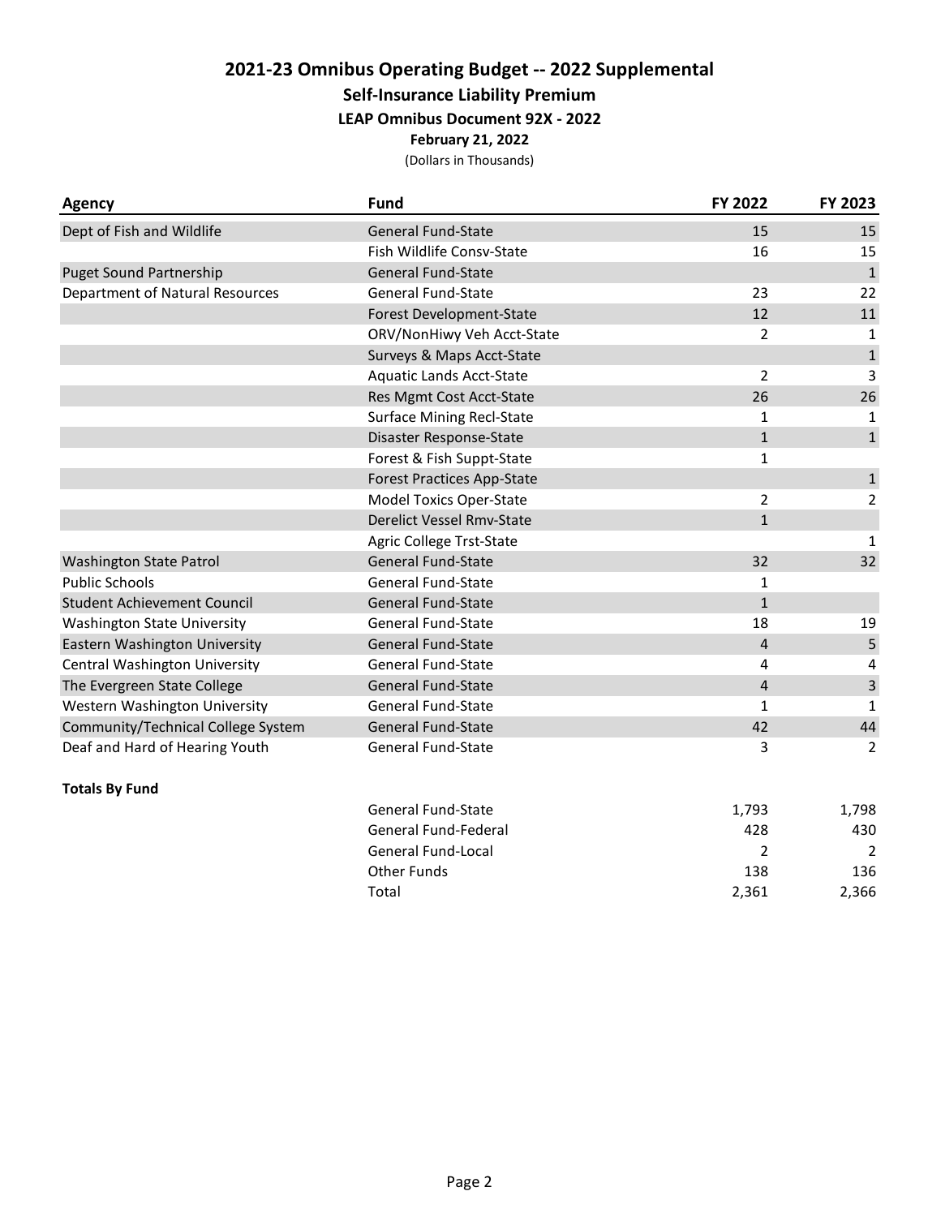## 2021-23 Omnibus Operating Budget -- 2022 Supplemental

### Self-Insurance Liability Premium

### LEAP Omnibus Document 92X - 2022

**February 21, 2022**

(Dollars in Thousands)

| Agency | Fund | FY 2022 | FY 2023 |
|---|---|---|---|
| Dept of Fish and Wildlife | General Fund-State | 15 | 15 |
| | Fish Wildlife Consv-State | 16 | 15 |
| Puget Sound Partnership | General Fund-State | | 1 |
| Department of Natural Resources | General Fund-State | 23 | 22 |
| | Forest Development-State | 12 | 11 |
| | ORV/NonHiwy Veh Acct-State | 2 | 1 |
| | Surveys & Maps Acct-State | | 1 |
| | Aquatic Lands Acct-State | 2 | 3 |
| | Res Mgmt Cost Acct-State | 26 | 26 |
| | Surface Mining Recl-State | 1 | 1 |
| | Disaster Response-State | 1 | 1 |
| | Forest & Fish Suppt-State | 1 | |
| | Forest Practices App-State | | 1 |
| | Model Toxics Oper-State | 2 | 2 |
| | Derelict Vessel Rmv-State | 1 | |
| | Agric College Trst-State | | 1 |
| Washington State Patrol | General Fund-State | 32 | 32 |
| Public Schools | General Fund-State | 1 | |
| Student Achievement Council | General Fund-State | 1 | |
| Washington State University | General Fund-State | 18 | 19 |
| Eastern Washington University | General Fund-State | 4 | 5 |
| Central Washington University | General Fund-State | 4 | 4 |
| The Evergreen State College | General Fund-State | 4 | 3 |
| Western Washington University | General Fund-State | 1 | 1 |
| Community/Technical College System | General Fund-State | 42 | 44 |
| Deaf and Hard of Hearing Youth | General Fund-State | 3 | 2 |

**Totals By Fund**

| | Fund | FY 2022 | FY 2023 |
|---|---|---|---|
| | General Fund-State | 1,793 | 1,798 |
| | General Fund-Federal | 428 | 430 |
| | General Fund-Local | 2 | 2 |
| | Other Funds | 138 | 136 |
| | Total | 2,361 | 2,366 |